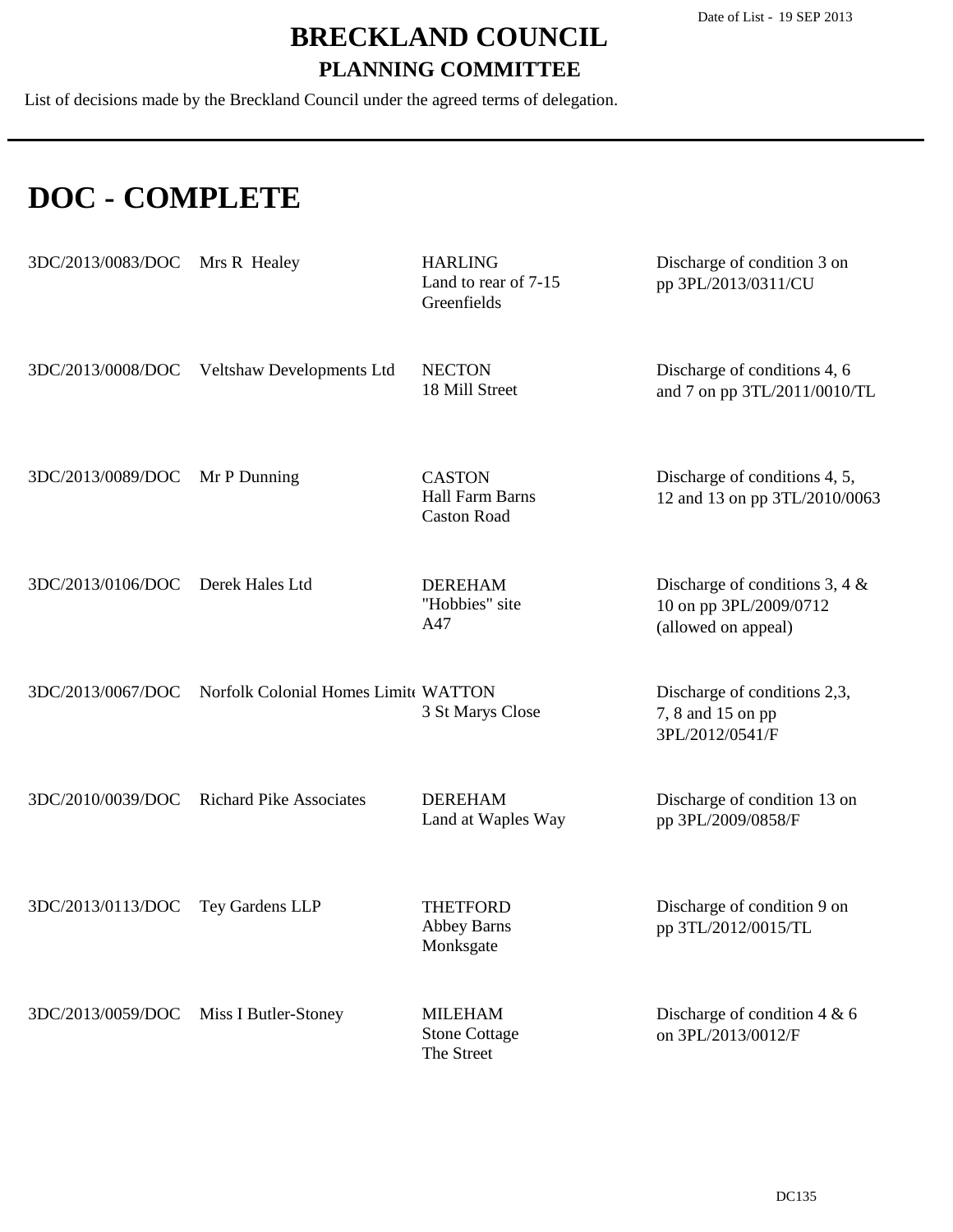Date of List - 19 SEP 2013

# BRECKLAND COUNCIL

## PLANNING COMMITTEE

List of decisions made by the Breckland Council under the agreed terms of delegation.

# DOC - COMPLETE

| | | | |
|---|---|---|---|
| 3DC/2013/0083/DOC | Mrs R Healey | HARLING<br>Land to rear of 7-15 Greenfields | Discharge of condition 3 on pp 3PL/2013/0311/CU |
| 3DC/2013/0008/DOC | Veltshaw Developments Ltd | NECTON<br>18 Mill Street | Discharge of conditions 4, 6 and 7 on pp 3TL/2011/0010/TL |
| 3DC/2013/0089/DOC | Mr P Dunning | CASTON<br>Hall Farm Barns<br>Caston Road | Discharge of conditions 4, 5, 12 and 13 on pp 3TL/2010/0063 |
| 3DC/2013/0106/DOC | Derek Hales Ltd | DEREHAM<br>"Hobbies" site<br>A47 | Discharge of conditions 3, 4 & 10 on pp 3PL/2009/0712 (allowed on appeal) |
| 3DC/2013/0067/DOC | Norfolk Colonial Homes Limit | WATTON<br>3 St Marys Close | Discharge of conditions 2,3, 7, 8 and 15 on pp 3PL/2012/0541/F |
| 3DC/2010/0039/DOC | Richard Pike Associates | DEREHAM<br>Land at Waples Way | Discharge of condition 13 on pp 3PL/2009/0858/F |
| 3DC/2013/0113/DOC | Tey Gardens LLP | THETFORD<br>Abbey Barns<br>Monksgate | Discharge of condition 9 on pp 3TL/2012/0015/TL |
| 3DC/2013/0059/DOC | Miss I Butler-Stoney | MILEHAM<br>Stone Cottage<br>The Street | Discharge of condition 4 & 6 on 3PL/2013/0012/F |

DC135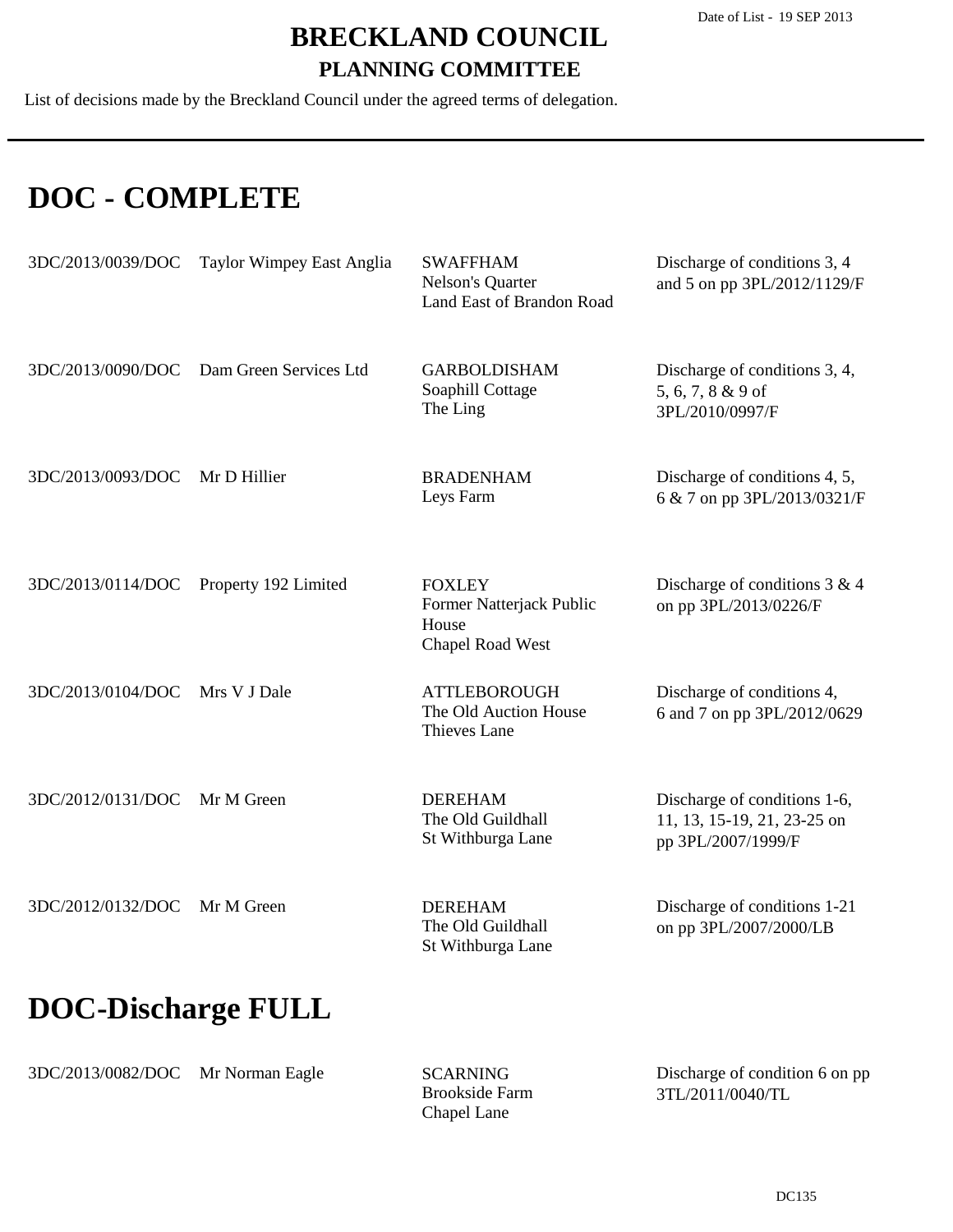# BRECKLAND COUNCIL

## PLANNING COMMITTEE

List of decisions made by the Breckland Council under the agreed terms of delegation.

Date of List - 19 SEP 2013

# DOC - COMPLETE

| Reference | Applicant | Location | Proposal |
|---|---|---|---|
| 3DC/2013/0039/DOC | Taylor Wimpey East Anglia | SWAFFHAM<br>Nelson's Quarter<br>Land East of Brandon Road | Discharge of conditions 3, 4 and 5 on pp 3PL/2012/1129/F |
| 3DC/2013/0090/DOC | Dam Green Services Ltd | GARBOLDISHAM<br>Soaphill Cottage<br>The Ling | Discharge of conditions 3, 4, 5, 6, 7, 8 & 9 of 3PL/2010/0997/F |
| 3DC/2013/0093/DOC | Mr D Hillier | BRADENHAM<br>Leys Farm | Discharge of conditions 4, 5, 6 & 7 on pp 3PL/2013/0321/F |
| 3DC/2013/0114/DOC | Property 192 Limited | FOXLEY<br>Former Natterjack Public House<br>Chapel Road West | Discharge of conditions 3 & 4 on pp 3PL/2013/0226/F |
| 3DC/2013/0104/DOC | Mrs V J Dale | ATTLEBOROUGH<br>The Old Auction House<br>Thieves Lane | Discharge of conditions 4, 6 and 7 on pp 3PL/2012/0629 |
| 3DC/2012/0131/DOC | Mr M Green | DEREHAM<br>The Old Guildhall<br>St Withburga Lane | Discharge of conditions 1-6, 11, 13, 15-19, 21, 23-25 on pp 3PL/2007/1999/F |
| 3DC/2012/0132/DOC | Mr M Green | DEREHAM<br>The Old Guildhall<br>St Withburga Lane | Discharge of conditions 1-21 on pp 3PL/2007/2000/LB |

# DOC-Discharge FULL

| Reference | Applicant | Location | Proposal |
|---|---|---|---|
| 3DC/2013/0082/DOC | Mr Norman Eagle | SCARNING<br>Brookside Farm<br>Chapel Lane | Discharge of condition 6 on pp 3TL/2011/0040/TL |

DC135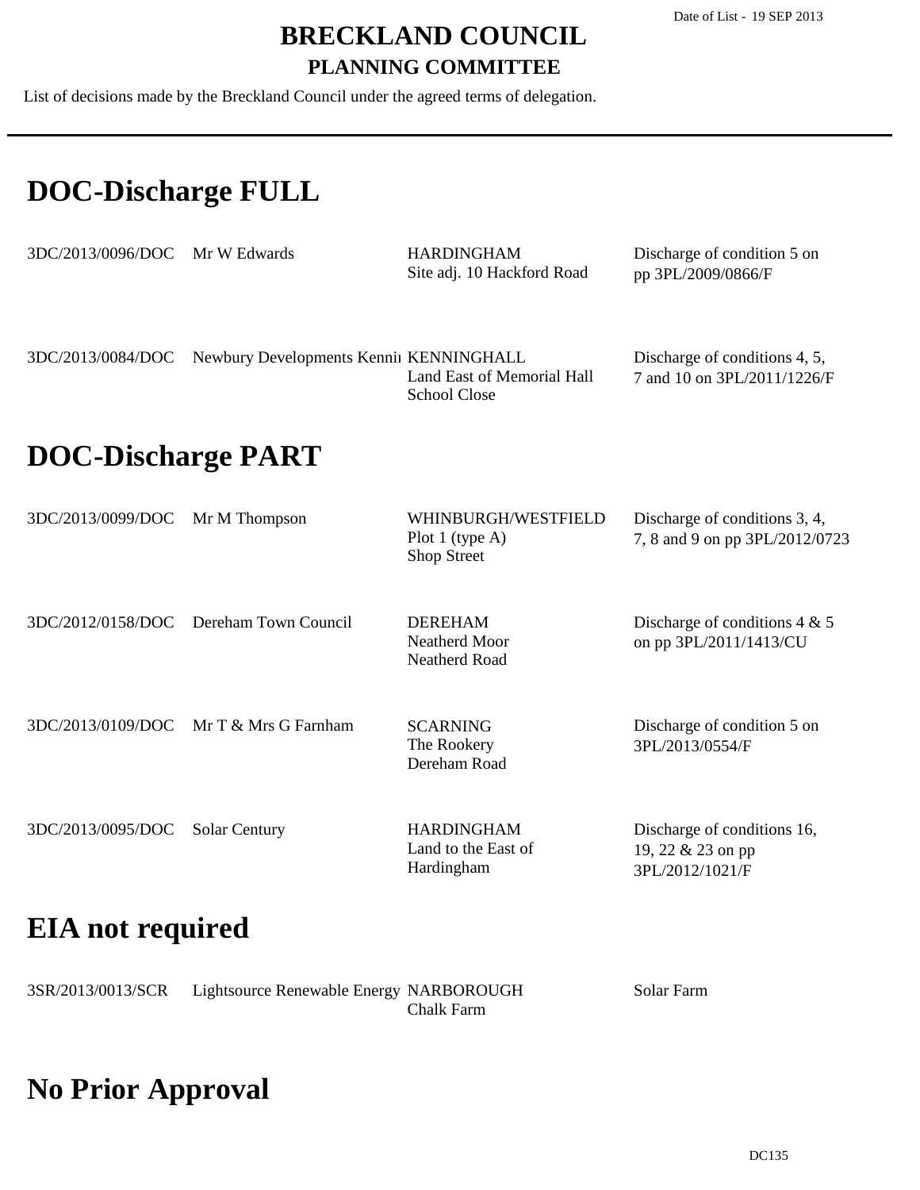Date of List - 19 SEP 2013

# BRECKLAND COUNCIL

## PLANNING COMMITTEE

List of decisions made by the Breckland Council under the agreed terms of delegation.

---

## DOC-Discharge FULL

| | | | |
|---|---|---|---|
| 3DC/2013/0096/DOC | Mr W Edwards | HARDINGHAM<br>Site adj. 10 Hackford Road | Discharge of condition 5 on pp 3PL/2009/0866/F |
| 3DC/2013/0084/DOC | Newbury Developments Kenni | KENNINGHALL<br>Land East of Memorial Hall<br>School Close | Discharge of conditions 4, 5, 7 and 10 on 3PL/2011/1226/F |

## DOC-Discharge PART

| | | | |
|---|---|---|---|
| 3DC/2013/0099/DOC | Mr M Thompson | WHINBURGH/WESTFIELD<br>Plot 1 (type A)<br>Shop Street | Discharge of conditions 3, 4, 7, 8 and 9 on pp 3PL/2012/0723 |
| 3DC/2012/0158/DOC | Dereham Town Council | DEREHAM<br>Neatherd Moor<br>Neatherd Road | Discharge of conditions 4 & 5 on pp 3PL/2011/1413/CU |
| 3DC/2013/0109/DOC | Mr T & Mrs G Farnham | SCARNING<br>The Rookery<br>Dereham Road | Discharge of condition 5 on 3PL/2013/0554/F |
| 3DC/2013/0095/DOC | Solar Century | HARDINGHAM<br>Land to the East of Hardingham | Discharge of conditions 16, 19, 22 & 23 on pp 3PL/2012/1021/F |

## EIA not required

| | | | |
|---|---|---|---|
| 3SR/2013/0013/SCR | Lightsource Renewable Energy | NARBOROUGH<br>Chalk Farm | Solar Farm |

## No Prior Approval

DC135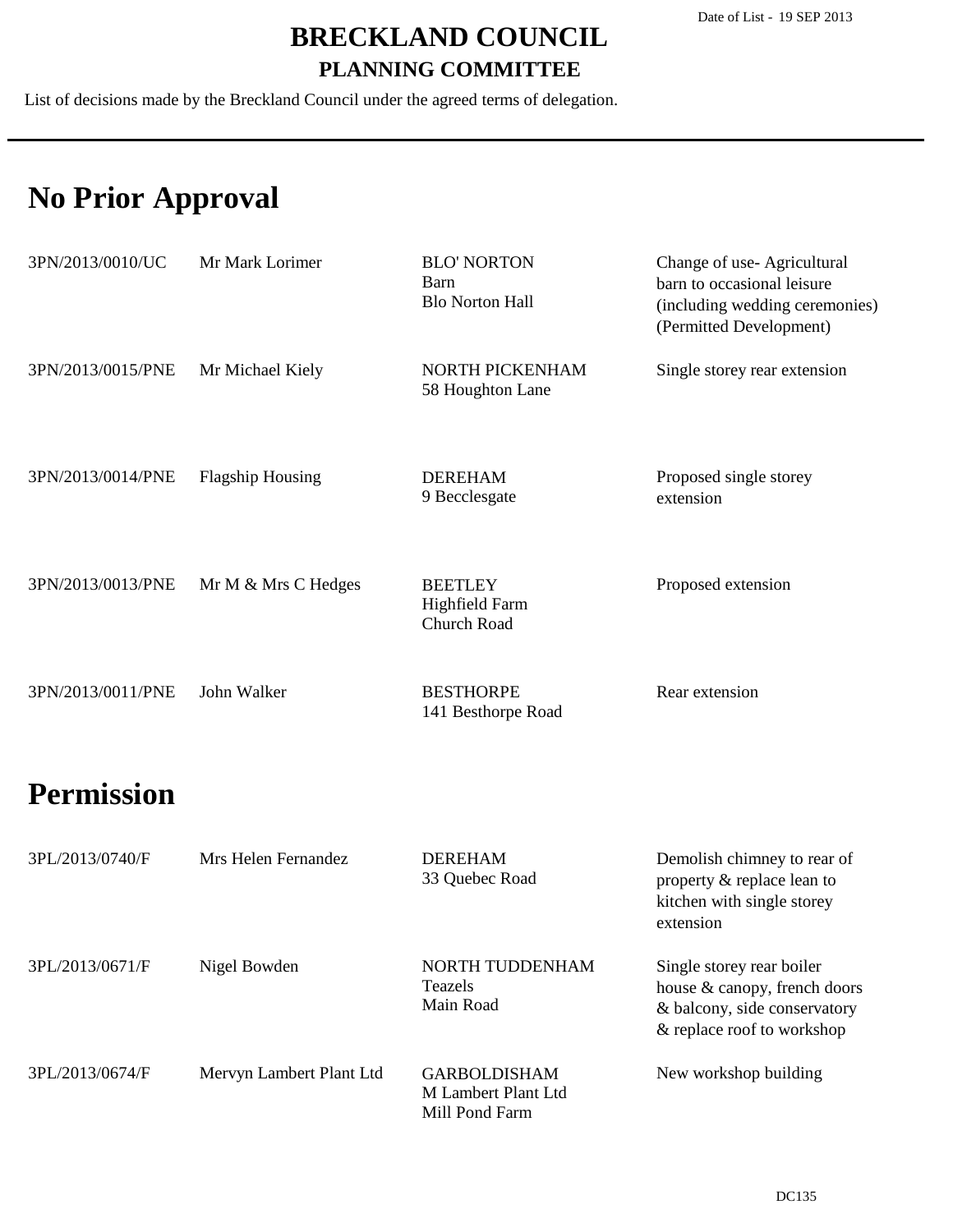Date of List - 19 SEP 2013

# BRECKLAND COUNCIL

## PLANNING COMMITTEE

List of decisions made by the Breckland Council under the agreed terms of delegation.

---

# No Prior Approval

| | | | |
|---|---|---|---|
| 3PN/2013/0010/UC | Mr Mark Lorimer | BLO' NORTON<br>Barn<br>Blo Norton Hall | Change of use- Agricultural barn to occasional leisure (including wedding ceremonies) (Permitted Development) |
| 3PN/2013/0015/PNE | Mr Michael Kiely | NORTH PICKENHAM<br>58 Houghton Lane | Single storey rear extension |
| 3PN/2013/0014/PNE | Flagship Housing | DEREHAM<br>9 Becclesgate | Proposed single storey extension |
| 3PN/2013/0013/PNE | Mr M & Mrs C Hedges | BEETLEY<br>Highfield Farm<br>Church Road | Proposed extension |
| 3PN/2013/0011/PNE | John Walker | BESTHORPE<br>141 Besthorpe Road | Rear extension |

# Permission

| | | | |
|---|---|---|---|
| 3PL/2013/0740/F | Mrs Helen Fernandez | DEREHAM<br>33 Quebec Road | Demolish chimney to rear of property & replace lean to kitchen with single storey extension |
| 3PL/2013/0671/F | Nigel Bowden | NORTH TUDDENHAM<br>Teazels<br>Main Road | Single storey rear boiler house & canopy, french doors & balcony, side conservatory & replace roof to workshop |
| 3PL/2013/0674/F | Mervyn Lambert Plant Ltd | GARBOLDISHAM<br>M Lambert Plant Ltd<br>Mill Pond Farm | New workshop building |

DC135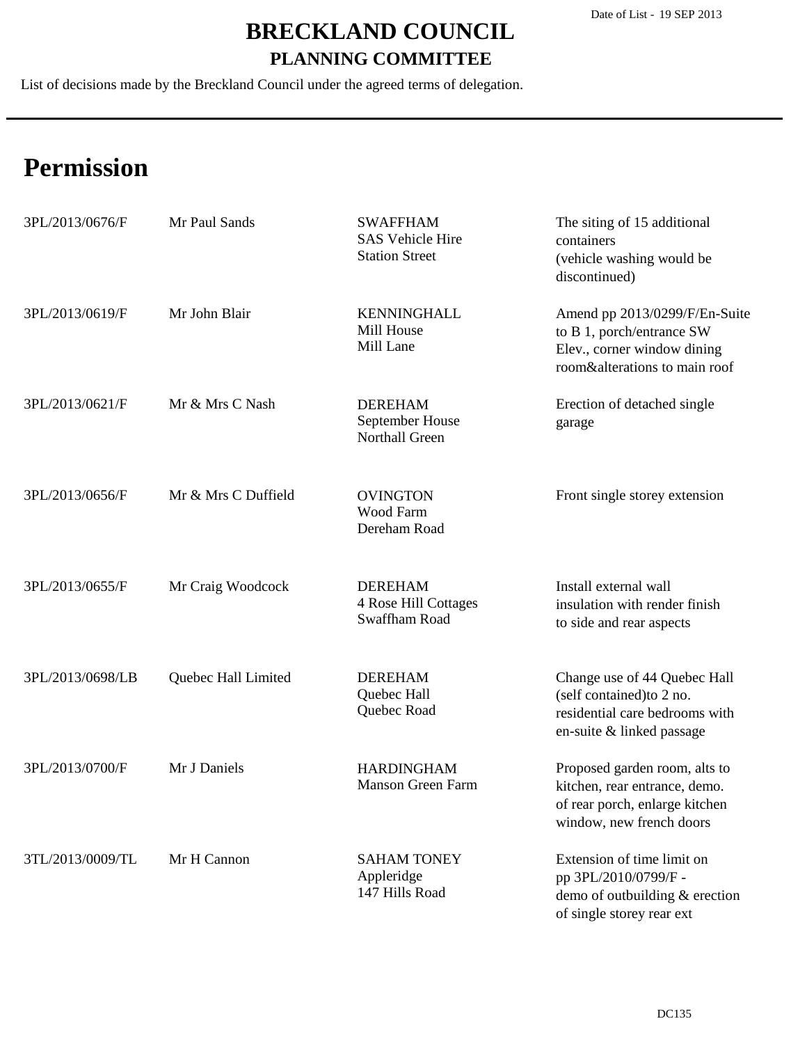Date of List - 19 SEP 2013

# BRECKLAND COUNCIL

## PLANNING COMMITTEE

List of decisions made by the Breckland Council under the agreed terms of delegation.

# Permission

| Reference | Applicant | Location | Proposal |
|---|---|---|---|
| 3PL/2013/0676/F | Mr Paul Sands | SWAFFHAM<br>SAS Vehicle Hire<br>Station Street | The siting of 15 additional containers<br>(vehicle washing would be discontinued) |
| 3PL/2013/0619/F | Mr John Blair | KENNINGHALL<br>Mill House<br>Mill Lane | Amend pp 2013/0299/F/En-Suite to B 1, porch/entrance SW Elev., corner window dining room&alterations to main roof |
| 3PL/2013/0621/F | Mr & Mrs C Nash | DEREHAM<br>September House<br>Northall Green | Erection of detached single garage |
| 3PL/2013/0656/F | Mr & Mrs C Duffield | OVINGTON<br>Wood Farm<br>Dereham Road | Front single storey extension |
| 3PL/2013/0655/F | Mr Craig Woodcock | DEREHAM<br>4 Rose Hill Cottages<br>Swaffham Road | Install external wall insulation with render finish to side and rear aspects |
| 3PL/2013/0698/LB | Quebec Hall Limited | DEREHAM<br>Quebec Hall<br>Quebec Road | Change use of 44 Quebec Hall (self contained)to 2 no. residential care bedrooms with en-suite & linked passage |
| 3PL/2013/0700/F | Mr J Daniels | HARDINGHAM<br>Manson Green Farm | Proposed garden room, alts to kitchen, rear entrance, demo. of rear porch, enlarge kitchen window, new french doors |
| 3TL/2013/0009/TL | Mr H Cannon | SAHAM TONEY<br>Appleridge<br>147 Hills Road | Extension of time limit on pp 3PL/2010/0799/F - demo of outbuilding & erection of single storey rear ext |

DC135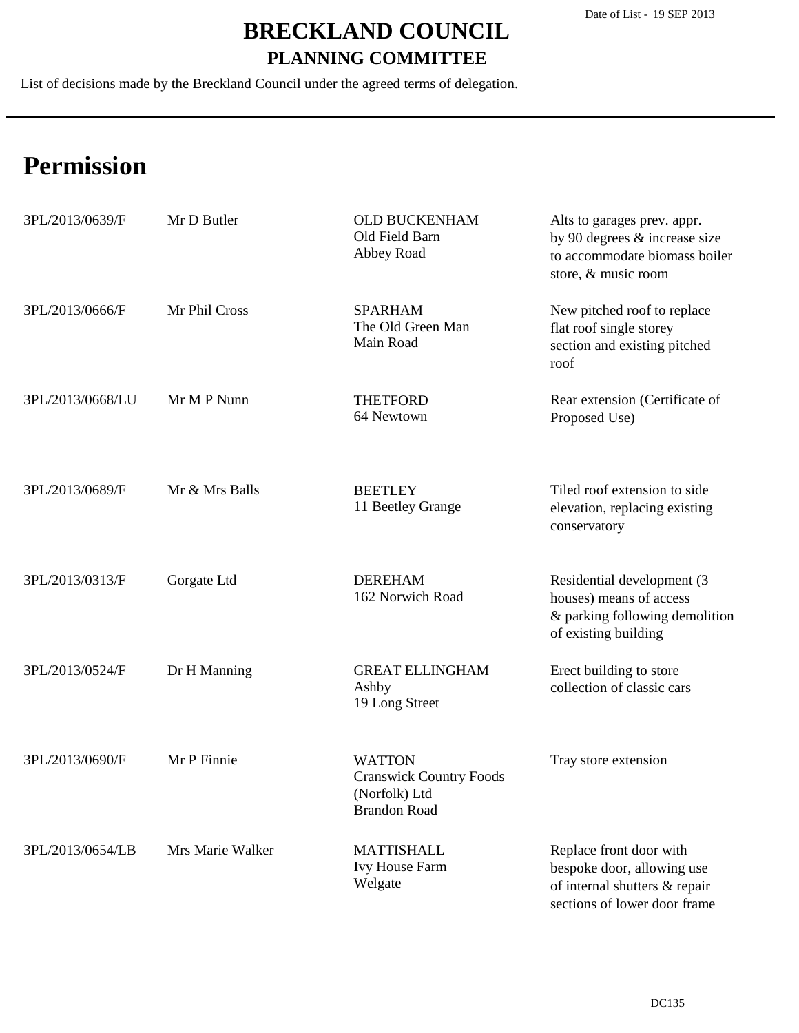Date of List - 19 SEP 2013

# BRECKLAND COUNCIL

## PLANNING COMMITTEE

List of decisions made by the Breckland Council under the agreed terms of delegation.

# Permission

| Reference | Applicant | Location | Proposal |
|---|---|---|---|
| 3PL/2013/0639/F | Mr D Butler | OLD BUCKENHAM<br>Old Field Barn<br>Abbey Road | Alts to garages prev. appr. by 90 degrees & increase size to accommodate biomass boiler store, & music room |
| 3PL/2013/0666/F | Mr Phil Cross | SPARHAM<br>The Old Green Man<br>Main Road | New pitched roof to replace flat roof single storey section and existing pitched roof |
| 3PL/2013/0668/LU | Mr M P Nunn | THETFORD<br>64 Newtown | Rear extension (Certificate of Proposed Use) |
| 3PL/2013/0689/F | Mr & Mrs Balls | BEETLEY<br>11 Beetley Grange | Tiled roof extension to side elevation, replacing existing conservatory |
| 3PL/2013/0313/F | Gorgate Ltd | DEREHAM<br>162 Norwich Road | Residential development (3 houses) means of access & parking following demolition of existing building |
| 3PL/2013/0524/F | Dr H Manning | GREAT ELLINGHAM<br>Ashby<br>19 Long Street | Erect building to store collection of classic cars |
| 3PL/2013/0690/F | Mr P Finnie | WATTON<br>Cranswick Country Foods (Norfolk) Ltd<br>Brandon Road | Tray store extension |
| 3PL/2013/0654/LB | Mrs Marie Walker | MATTISHALL<br>Ivy House Farm<br>Welgate | Replace front door with bespoke door, allowing use of internal shutters & repair sections of lower door frame |

DC135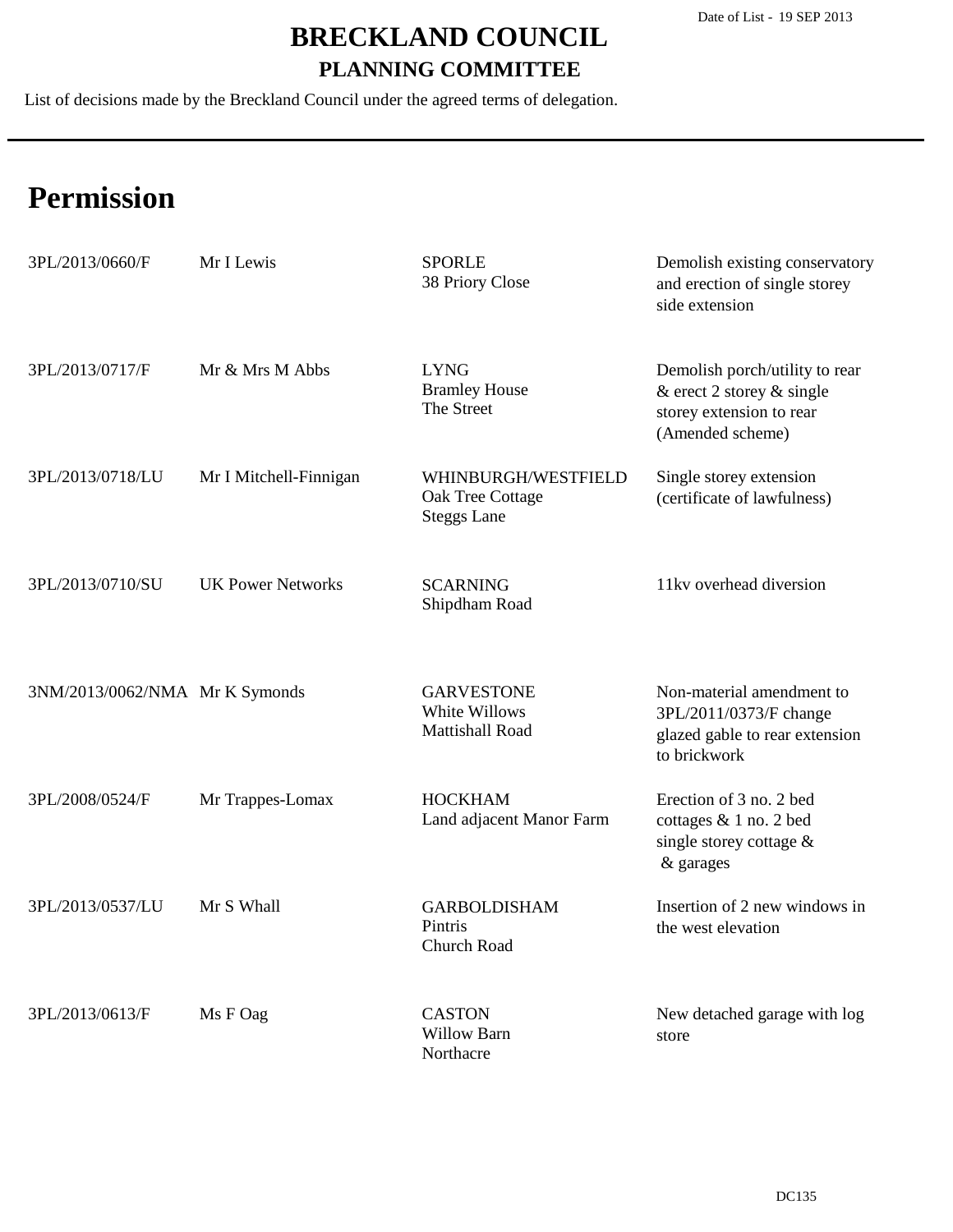Date of List - 19 SEP 2013

# BRECKLAND COUNCIL

## PLANNING COMMITTEE

List of decisions made by the Breckland Council under the agreed terms of delegation.

# Permission

| Reference | Applicant | Location | Proposal |
|---|---|---|---|
| 3PL/2013/0660/F | Mr I Lewis | SPORLE<br>38 Priory Close | Demolish existing conservatory and erection of single storey side extension |
| 3PL/2013/0717/F | Mr & Mrs M Abbs | LYNG<br>Bramley House<br>The Street | Demolish porch/utility to rear & erect 2 storey & single storey extension to rear (Amended scheme) |
| 3PL/2013/0718/LU | Mr I Mitchell-Finnigan | WHINBURGH/WESTFIELD<br>Oak Tree Cottage<br>Steggs Lane | Single storey extension (certificate of lawfulness) |
| 3PL/2013/0710/SU | UK Power Networks | SCARNING<br>Shipdham Road | 11kv overhead diversion |
| 3NM/2013/0062/NMA | Mr K Symonds | GARVESTONE<br>White Willows<br>Mattishall Road | Non-material amendment to 3PL/2011/0373/F change glazed gable to rear extension to brickwork |
| 3PL/2008/0524/F | Mr Trappes-Lomax | HOCKHAM<br>Land adjacent Manor Farm | Erection of 3 no. 2 bed cottages & 1 no. 2 bed single storey cottage & & garages |
| 3PL/2013/0537/LU | Mr S Whall | GARBOLDISHAM<br>Pintris<br>Church Road | Insertion of 2 new windows in the west elevation |
| 3PL/2013/0613/F | Ms F Oag | CASTON<br>Willow Barn<br>Northacre | New detached garage with log store |

DC135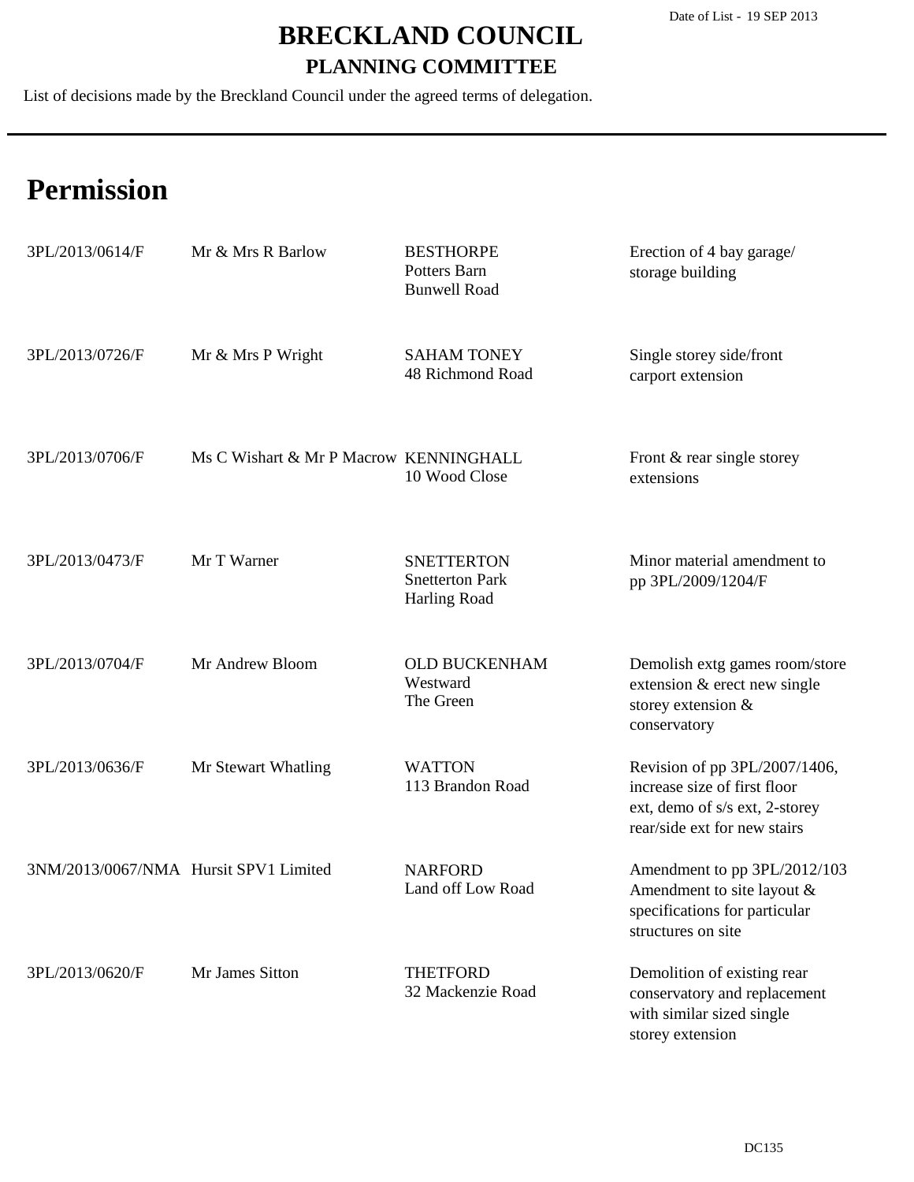Date of List - 19 SEP 2013

# BRECKLAND COUNCIL

## PLANNING COMMITTEE

List of decisions made by the Breckland Council under the agreed terms of delegation.

# Permission

| Reference | Applicant | Location | Proposal |
|---|---|---|---|
| 3PL/2013/0614/F | Mr & Mrs R Barlow | BESTHORPE<br>Potters Barn<br>Bunwell Road | Erection of 4 bay garage/ storage building |
| 3PL/2013/0726/F | Mr & Mrs P Wright | SAHAM TONEY<br>48 Richmond Road | Single storey side/front carport extension |
| 3PL/2013/0706/F | Ms C Wishart & Mr P Macrow | KENNINGHALL<br>10 Wood Close | Front & rear single storey extensions |
| 3PL/2013/0473/F | Mr T Warner | SNETTERTON<br>Snetterton Park<br>Harling Road | Minor material amendment to pp 3PL/2009/1204/F |
| 3PL/2013/0704/F | Mr Andrew Bloom | OLD BUCKENHAM<br>Westward<br>The Green | Demolish extg games room/store extension & erect new single storey extension & conservatory |
| 3PL/2013/0636/F | Mr Stewart Whatling | WATTON<br>113 Brandon Road | Revision of pp 3PL/2007/1406, increase size of first floor ext, demo of s/s ext, 2-storey rear/side ext for new stairs |
| 3NM/2013/0067/NMA | Hursit SPV1 Limited | NARFORD<br>Land off Low Road | Amendment to pp 3PL/2012/103 Amendment to site layout & specifications for particular structures on site |
| 3PL/2013/0620/F | Mr James Sitton | THETFORD<br>32 Mackenzie Road | Demolition of existing rear conservatory and replacement with similar sized single storey extension |

DC135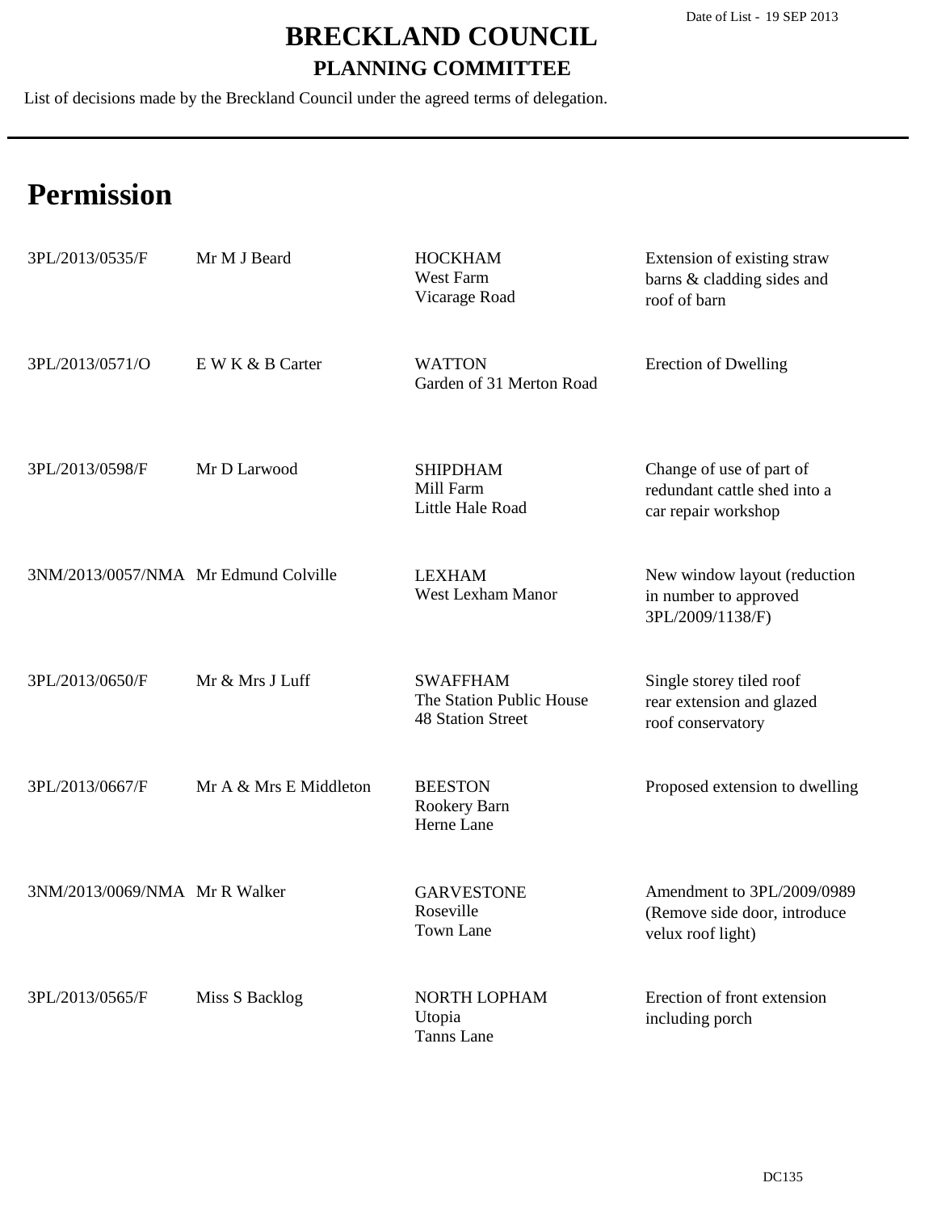Date of List - 19 SEP 2013

# BRECKLAND COUNCIL

## PLANNING COMMITTEE

List of decisions made by the Breckland Council under the agreed terms of delegation.

# Permission

| Reference | Applicant | Location | Proposal |
|---|---|---|---|
| 3PL/2013/0535/F | Mr M J Beard | HOCKHAM<br>West Farm<br>Vicarage Road | Extension of existing straw barns & cladding sides and roof of barn |
| 3PL/2013/0571/O | E W K & B Carter | WATTON<br>Garden of 31 Merton Road | Erection of Dwelling |
| 3PL/2013/0598/F | Mr D Larwood | SHIPDHAM<br>Mill Farm<br>Little Hale Road | Change of use of part of redundant cattle shed into a car repair workshop |
| 3NM/2013/0057/NMA | Mr Edmund Colville | LEXHAM<br>West Lexham Manor | New window layout (reduction in number to approved 3PL/2009/1138/F) |
| 3PL/2013/0650/F | Mr & Mrs J Luff | SWAFFHAM<br>The Station Public House<br>48 Station Street | Single storey tiled roof rear extension and glazed roof conservatory |
| 3PL/2013/0667/F | Mr A & Mrs E Middleton | BEESTON<br>Rookery Barn<br>Herne Lane | Proposed extension to dwelling |
| 3NM/2013/0069/NMA | Mr R Walker | GARVESTONE<br>Roseville<br>Town Lane | Amendment to 3PL/2009/0989 (Remove side door, introduce velux roof light) |
| 3PL/2013/0565/F | Miss S Backlog | NORTH LOPHAM<br>Utopia<br>Tanns Lane | Erection of front extension including porch |

DC135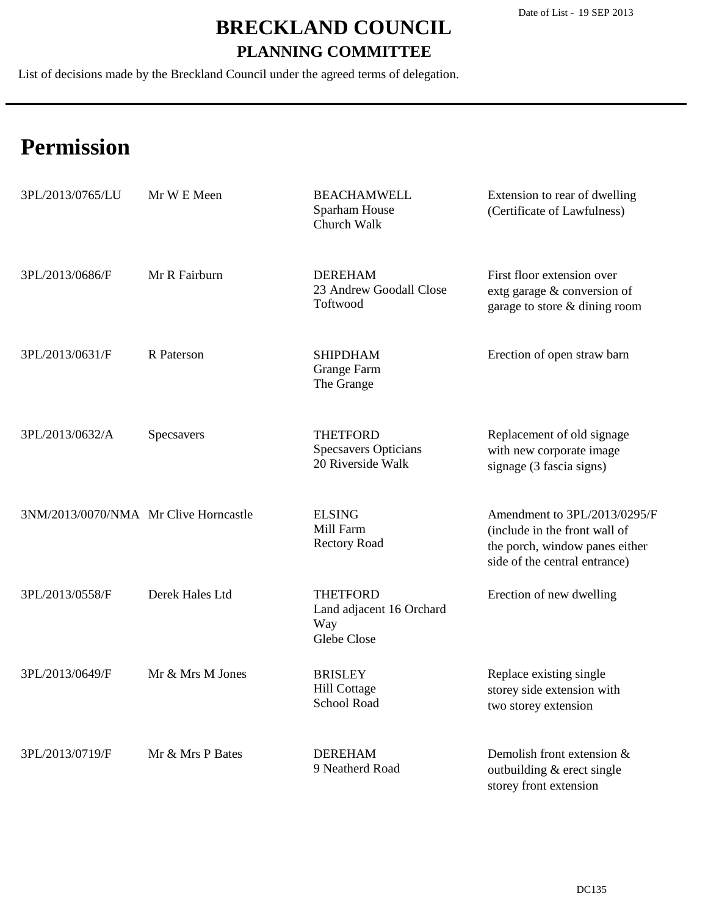# BRECKLAND COUNCIL

## PLANNING COMMITTEE

Date of List - 19 SEP 2013

List of decisions made by the Breckland Council under the agreed terms of delegation.

# Permission

| Reference | Applicant | Location | Proposal |
|---|---|---|---|
| 3PL/2013/0765/LU | Mr W E Meen | BEACHAMWELL<br>Sparham House<br>Church Walk | Extension to rear of dwelling (Certificate of Lawfulness) |
| 3PL/2013/0686/F | Mr R Fairburn | DEREHAM<br>23 Andrew Goodall Close<br>Toftwood | First floor extension over extg garage & conversion of garage to store & dining room |
| 3PL/2013/0631/F | R Paterson | SHIPDHAM<br>Grange Farm<br>The Grange | Erection of open straw barn |
| 3PL/2013/0632/A | Specsavers | THETFORD<br>Specsavers Opticians<br>20 Riverside Walk | Replacement of old signage with new corporate image signage (3 fascia signs) |
| 3NM/2013/0070/NMA | Mr Clive Horncastle | ELSING<br>Mill Farm<br>Rectory Road | Amendment to 3PL/2013/0295/F (include in the front wall of the porch, window panes either side of the central entrance) |
| 3PL/2013/0558/F | Derek Hales Ltd | THETFORD<br>Land adjacent 16 Orchard Way<br>Glebe Close | Erection of new dwelling |
| 3PL/2013/0649/F | Mr & Mrs M Jones | BRISLEY<br>Hill Cottage<br>School Road | Replace existing single storey side extension with two storey extension |
| 3PL/2013/0719/F | Mr & Mrs P Bates | DEREHAM<br>9 Neatherd Road | Demolish front extension & outbuilding & erect single storey front extension |

DC135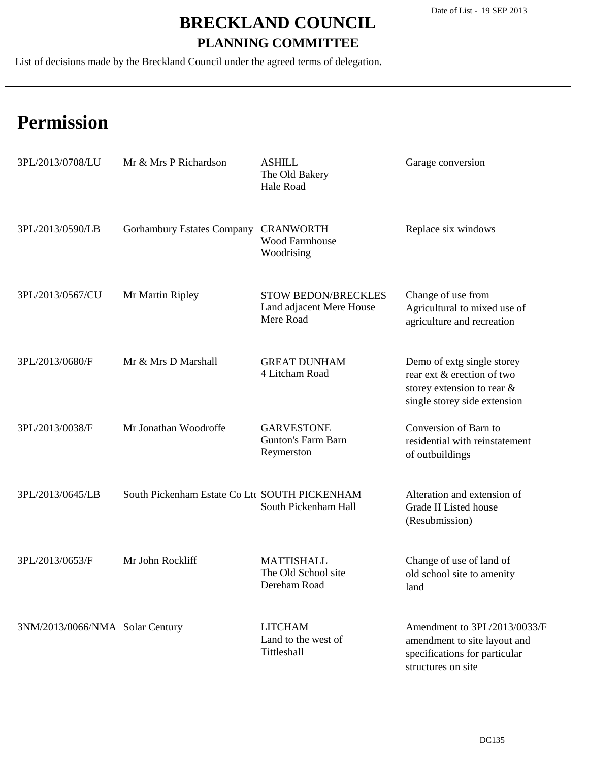# BRECKLAND COUNCIL

## PLANNING COMMITTEE

Date of List - 19 SEP 2013

List of decisions made by the Breckland Council under the agreed terms of delegation.

## Permission

| Reference | Applicant | Location | Proposal |
|---|---|---|---|
| 3PL/2013/0708/LU | Mr & Mrs P Richardson | ASHILL<br>The Old Bakery<br>Hale Road | Garage conversion |
| 3PL/2013/0590/LB | Gorhambury Estates Company | CRANWORTH<br>Wood Farmhouse<br>Woodrising | Replace six windows |
| 3PL/2013/0567/CU | Mr Martin Ripley | STOW BEDON/BRECKLES<br>Land adjacent Mere House<br>Mere Road | Change of use from Agricultural to mixed use of agriculture and recreation |
| 3PL/2013/0680/F | Mr & Mrs D Marshall | GREAT DUNHAM<br>4 Litcham Road | Demo of extg single storey rear ext & erection of two storey extension to rear & single storey side extension |
| 3PL/2013/0038/F | Mr Jonathan Woodroffe | GARVESTONE<br>Gunton's Farm Barn<br>Reymerston | Conversion of Barn to residential with reinstatement of outbuildings |
| 3PL/2013/0645/LB | South Pickenham Estate Co Ltd | SOUTH PICKENHAM<br>South Pickenham Hall | Alteration and extension of Grade II Listed house (Resubmission) |
| 3PL/2013/0653/F | Mr John Rockliff | MATTISHALL<br>The Old School site<br>Dereham Road | Change of use of land of old school site to amenity land |
| 3NM/2013/0066/NMA | Solar Century | LITCHAM<br>Land to the west of<br>Tittleshall | Amendment to 3PL/2013/0033/F amendment to site layout and specifications for particular structures on site |

DC135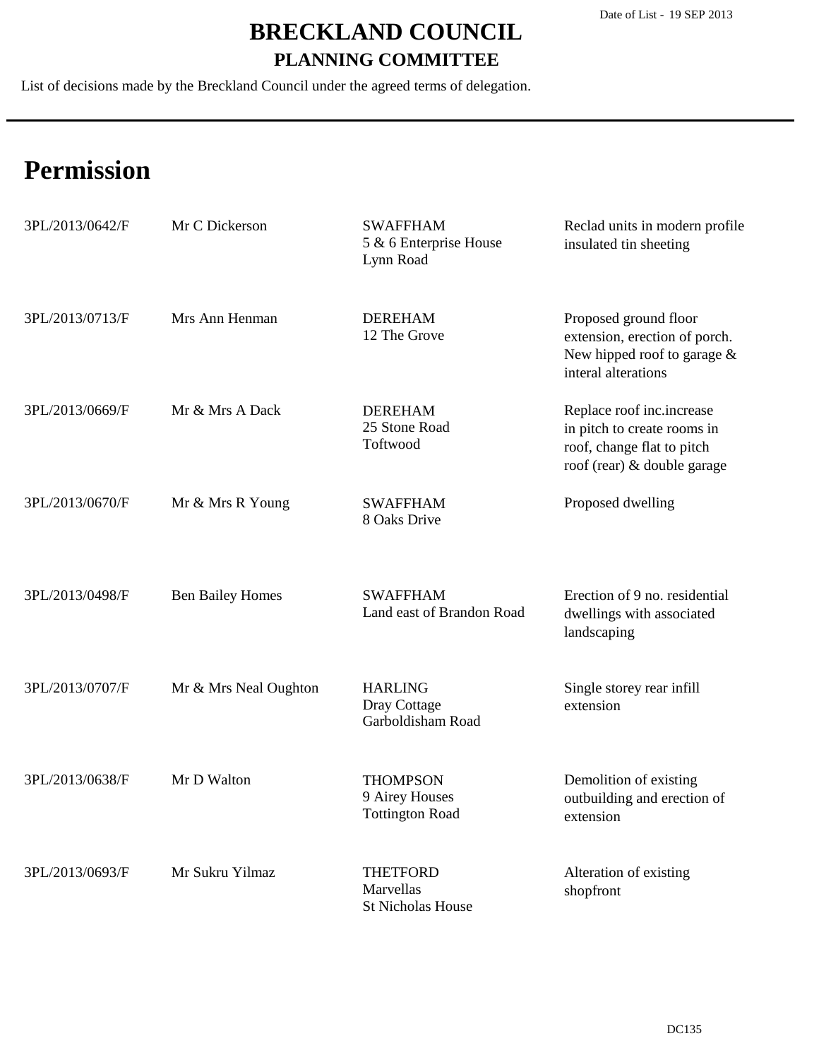Date of List - 19 SEP 2013

# BRECKLAND COUNCIL

## PLANNING COMMITTEE

List of decisions made by the Breckland Council under the agreed terms of delegation.

# Permission

| | | | |
|---|---|---|---|
| 3PL/2013/0642/F | Mr C Dickerson | SWAFFHAM<br>5 & 6 Enterprise House<br>Lynn Road | Reclad units in modern profile insulated tin sheeting |
| 3PL/2013/0713/F | Mrs Ann Henman | DEREHAM<br>12 The Grove | Proposed ground floor extension, erection of porch. New hipped roof to garage & interal alterations |
| 3PL/2013/0669/F | Mr & Mrs A Dack | DEREHAM<br>25 Stone Road<br>Toftwood | Replace roof inc.increase in pitch to create rooms in roof, change flat to pitch roof (rear) & double garage |
| 3PL/2013/0670/F | Mr & Mrs R Young | SWAFFHAM<br>8 Oaks Drive | Proposed dwelling |
| 3PL/2013/0498/F | Ben Bailey Homes | SWAFFHAM<br>Land east of Brandon Road | Erection of 9 no. residential dwellings with associated landscaping |
| 3PL/2013/0707/F | Mr & Mrs Neal Oughton | HARLING<br>Dray Cottage<br>Garboldisham Road | Single storey rear infill extension |
| 3PL/2013/0638/F | Mr D Walton | THOMPSON<br>9 Airey Houses<br>Tottington Road | Demolition of existing outbuilding and erection of extension |
| 3PL/2013/0693/F | Mr Sukru Yilmaz | THETFORD<br>Marvellas<br>St Nicholas House | Alteration of existing shopfront |

DC135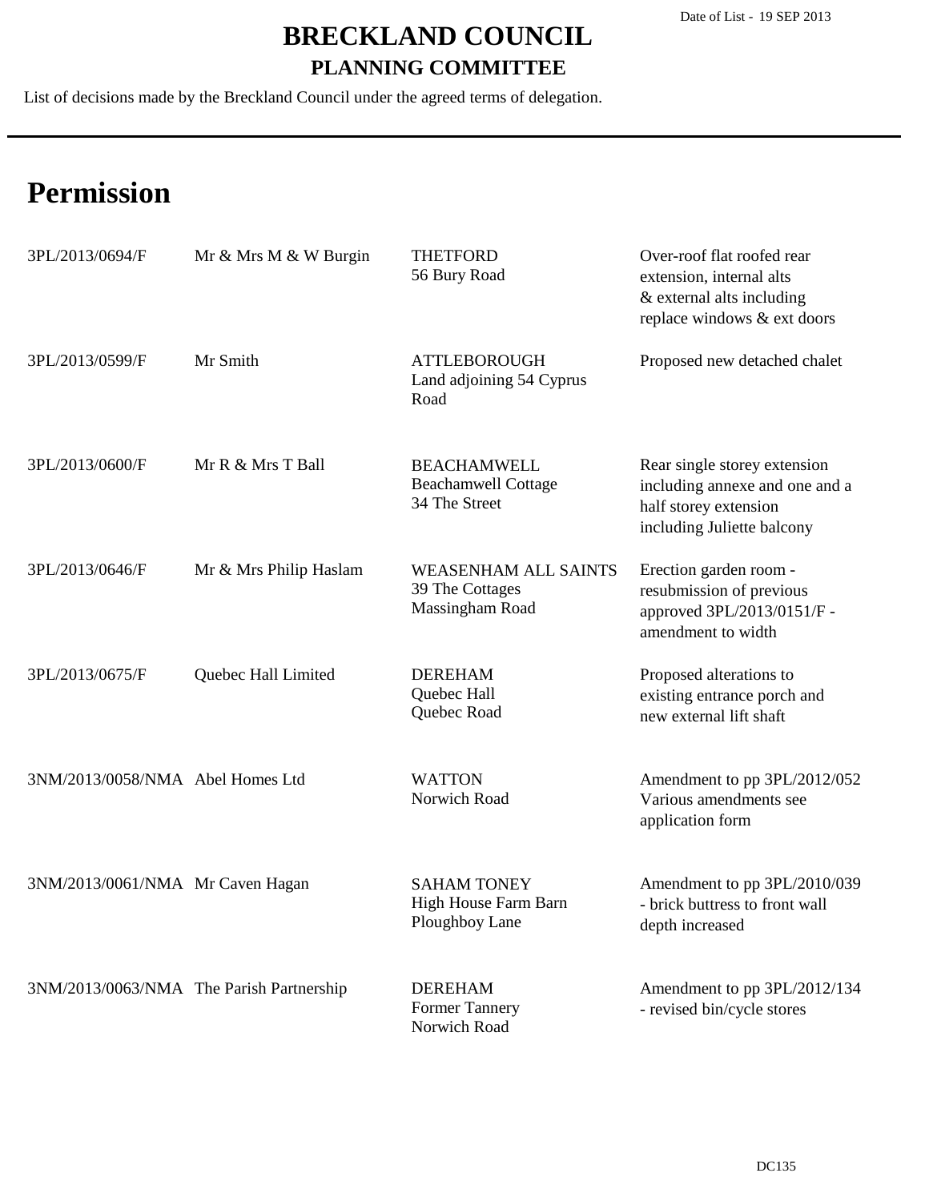Date of List - 19 SEP 2013

# BRECKLAND COUNCIL

## PLANNING COMMITTEE

List of decisions made by the Breckland Council under the agreed terms of delegation.

# Permission

| | | | |
|---|---|---|---|
| 3PL/2013/0694/F | Mr & Mrs M & W Burgin | THETFORD<br>56 Bury Road | Over-roof flat roofed rear extension, internal alts & external alts including replace windows & ext doors |
| 3PL/2013/0599/F | Mr Smith | ATTLEBOROUGH<br>Land adjoining 54 Cyprus Road | Proposed new detached chalet |
| 3PL/2013/0600/F | Mr R & Mrs T Ball | BEACHAMWELL<br>Beachamwell Cottage<br>34 The Street | Rear single storey extension including annexe and one and a half storey extension including Juliette balcony |
| 3PL/2013/0646/F | Mr & Mrs Philip Haslam | WEASENHAM ALL SAINTS<br>39 The Cottages<br>Massingham Road | Erection garden room - resubmission of previous approved 3PL/2013/0151/F - amendment to width |
| 3PL/2013/0675/F | Quebec Hall Limited | DEREHAM<br>Quebec Hall<br>Quebec Road | Proposed alterations to existing entrance porch and new external lift shaft |
| 3NM/2013/0058/NMA | Abel Homes Ltd | WATTON<br>Norwich Road | Amendment to pp 3PL/2012/052 Various amendments see application form |
| 3NM/2013/0061/NMA | Mr Caven Hagan | SAHAM TONEY<br>High House Farm Barn<br>Ploughboy Lane | Amendment to pp 3PL/2010/039 - brick buttress to front wall depth increased |
| 3NM/2013/0063/NMA | The Parish Partnership | DEREHAM<br>Former Tannery<br>Norwich Road | Amendment to pp 3PL/2012/134 - revised bin/cycle stores |

DC135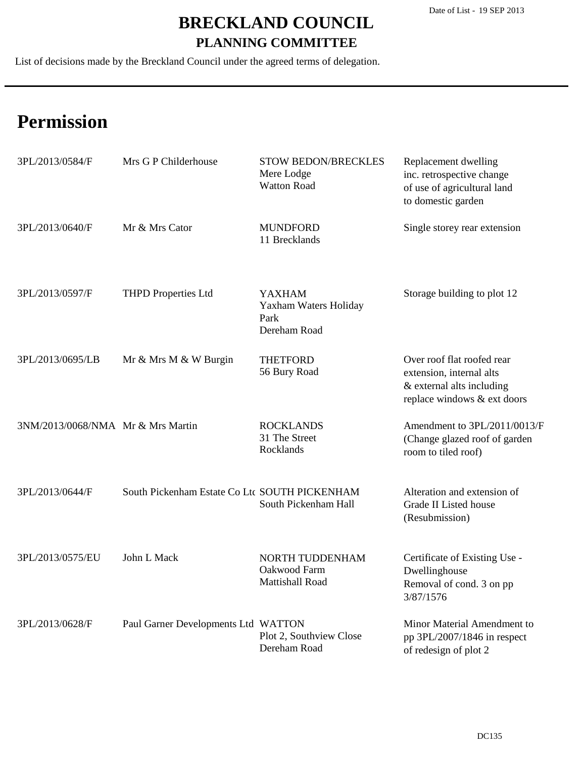# BRECKLAND COUNCIL

## PLANNING COMMITTEE

Date of List - 19 SEP 2013

List of decisions made by the Breckland Council under the agreed terms of delegation.

# Permission

| Reference | Applicant | Location | Proposal |
|---|---|---|---|
| 3PL/2013/0584/F | Mrs G P Childerhouse | STOW BEDON/BRECKLES<br>Mere Lodge<br>Watton Road | Replacement dwelling inc. retrospective change of use of agricultural land to domestic garden |
| 3PL/2013/0640/F | Mr & Mrs Cator | MUNDFORD<br>11 Brecklands | Single storey rear extension |
| 3PL/2013/0597/F | THPD Properties Ltd | YAXHAM<br>Yaxham Waters Holiday Park<br>Dereham Road | Storage building to plot 12 |
| 3PL/2013/0695/LB | Mr & Mrs M & W Burgin | THETFORD<br>56 Bury Road | Over roof flat roofed rear extension, internal alts & external alts including replace windows & ext doors |
| 3NM/2013/0068/NMA | Mr & Mrs Martin | ROCKLANDS<br>31 The Street<br>Rocklands | Amendment to 3PL/2011/0013/F (Change glazed roof of garden room to tiled roof) |
| 3PL/2013/0644/F | South Pickenham Estate Co Ltd | SOUTH PICKENHAM<br>South Pickenham Hall | Alteration and extension of Grade II Listed house (Resubmission) |
| 3PL/2013/0575/EU | John L Mack | NORTH TUDDENHAM<br>Oakwood Farm<br>Mattishall Road | Certificate of Existing Use - Dwellinghouse Removal of cond. 3 on pp 3/87/1576 |
| 3PL/2013/0628/F | Paul Garner Developments Ltd | WATTON<br>Plot 2, Southview Close<br>Dereham Road | Minor Material Amendment to pp 3PL/2007/1846 in respect of redesign of plot 2 |

DC135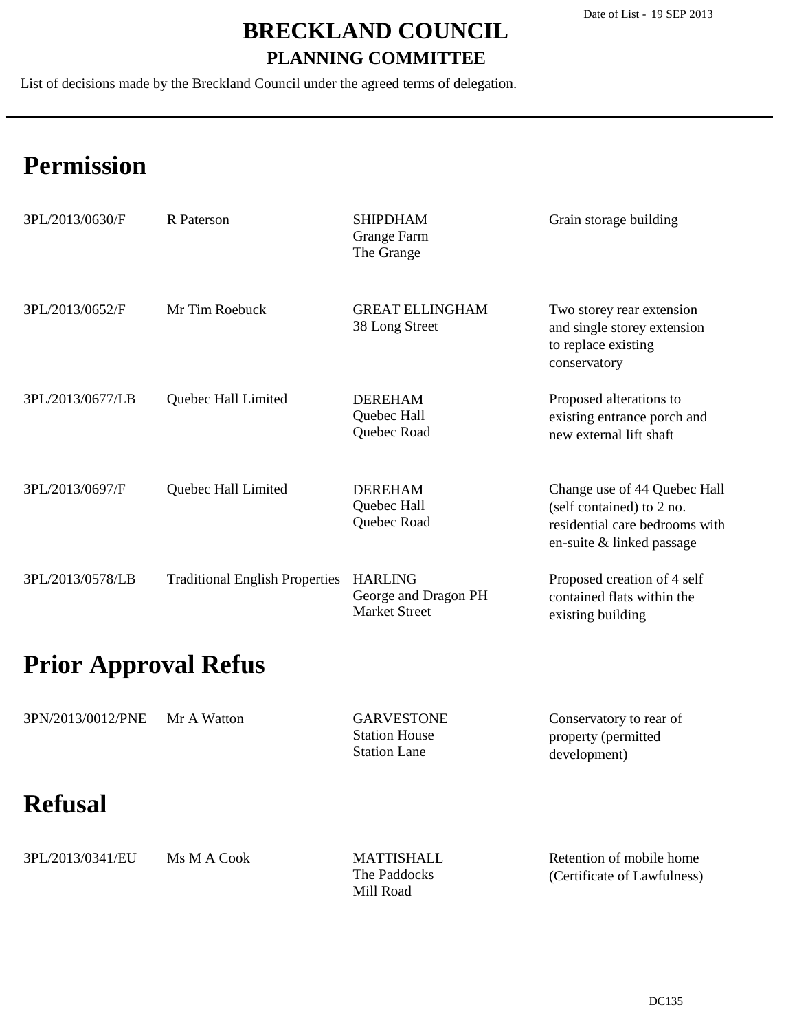Date of List - 19 SEP 2013

# BRECKLAND COUNCIL
## PLANNING COMMITTEE

List of decisions made by the Breckland Council under the agreed terms of delegation.

# Permission

| | | | |
|---|---|---|---|
| 3PL/2013/0630/F | R Paterson | SHIPDHAM<br>Grange Farm<br>The Grange | Grain storage building |
| 3PL/2013/0652/F | Mr Tim Roebuck | GREAT ELLINGHAM<br>38 Long Street | Two storey rear extension and single storey extension to replace existing conservatory |
| 3PL/2013/0677/LB | Quebec Hall Limited | DEREHAM<br>Quebec Hall<br>Quebec Road | Proposed alterations to existing entrance porch and new external lift shaft |
| 3PL/2013/0697/F | Quebec Hall Limited | DEREHAM<br>Quebec Hall<br>Quebec Road | Change use of 44 Quebec Hall (self contained) to 2 no. residential care bedrooms with en-suite & linked passage |
| 3PL/2013/0578/LB | Traditional English Properties | HARLING<br>George and Dragon PH<br>Market Street | Proposed creation of 4 self contained flats within the existing building |

# Prior Approval Refus

| | | | |
|---|---|---|---|
| 3PN/2013/0012/PNE | Mr A Watton | GARVESTONE<br>Station House<br>Station Lane | Conservatory to rear of property (permitted development) |

# Refusal

| | | | |
|---|---|---|---|
| 3PL/2013/0341/EU | Ms M A Cook | MATTISHALL<br>The Paddocks<br>Mill Road | Retention of mobile home (Certificate of Lawfulness) |

DC135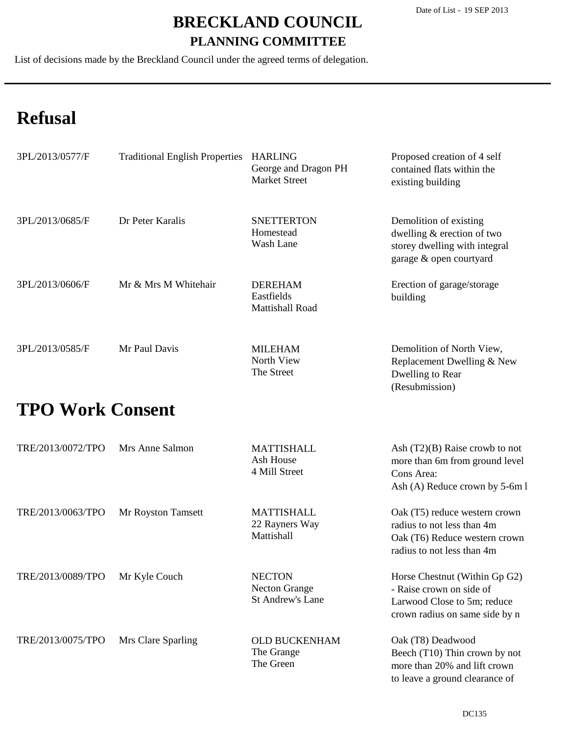Date of List - 19 SEP 2013

# BRECKLAND COUNCIL

## PLANNING COMMITTEE

List of decisions made by the Breckland Council under the agreed terms of delegation.

---

# Refusal

| | | | |
|---|---|---|---|
| 3PL/2013/0577/F | Traditional English Properties | HARLING<br>George and Dragon PH<br>Market Street | Proposed creation of 4 self contained flats within the existing building |
| 3PL/2013/0685/F | Dr Peter Karalis | SNETTERTON<br>Homestead<br>Wash Lane | Demolition of existing dwelling & erection of two storey dwelling with integral garage & open courtyard |
| 3PL/2013/0606/F | Mr & Mrs M Whitehair | DEREHAM<br>Eastfields<br>Mattishall Road | Erection of garage/storage building |
| 3PL/2013/0585/F | Mr Paul Davis | MILEHAM<br>North View<br>The Street | Demolition of North View, Replacement Dwelling & New Dwelling to Rear (Resubmission) |

# TPO Work Consent

| | | | |
|---|---|---|---|
| TRE/2013/0072/TPO | Mrs Anne Salmon | MATTISHALL<br>Ash House<br>4 Mill Street | Ash (T2)(B) Raise crowb to not more than 6m from ground level Cons Area:<br>Ash (A) Reduce crown by 5-6m l |
| TRE/2013/0063/TPO | Mr Royston Tamsett | MATTISHALL<br>22 Rayners Way<br>Mattishall | Oak (T5) reduce western crown radius to not less than 4m<br>Oak (T6) Reduce western crown radius to not less than 4m |
| TRE/2013/0089/TPO | Mr Kyle Couch | NECTON<br>Necton Grange<br>St Andrew's Lane | Horse Chestnut (Within Gp G2) - Raise crown on side of Larwood Close to 5m; reduce crown radius on same side by n |
| TRE/2013/0075/TPO | Mrs Clare Sparling | OLD BUCKENHAM<br>The Grange<br>The Green | Oak (T8) Deadwood<br>Beech (T10) Thin crown by not more than 20% and lift crown to leave a ground clearance of |

DC135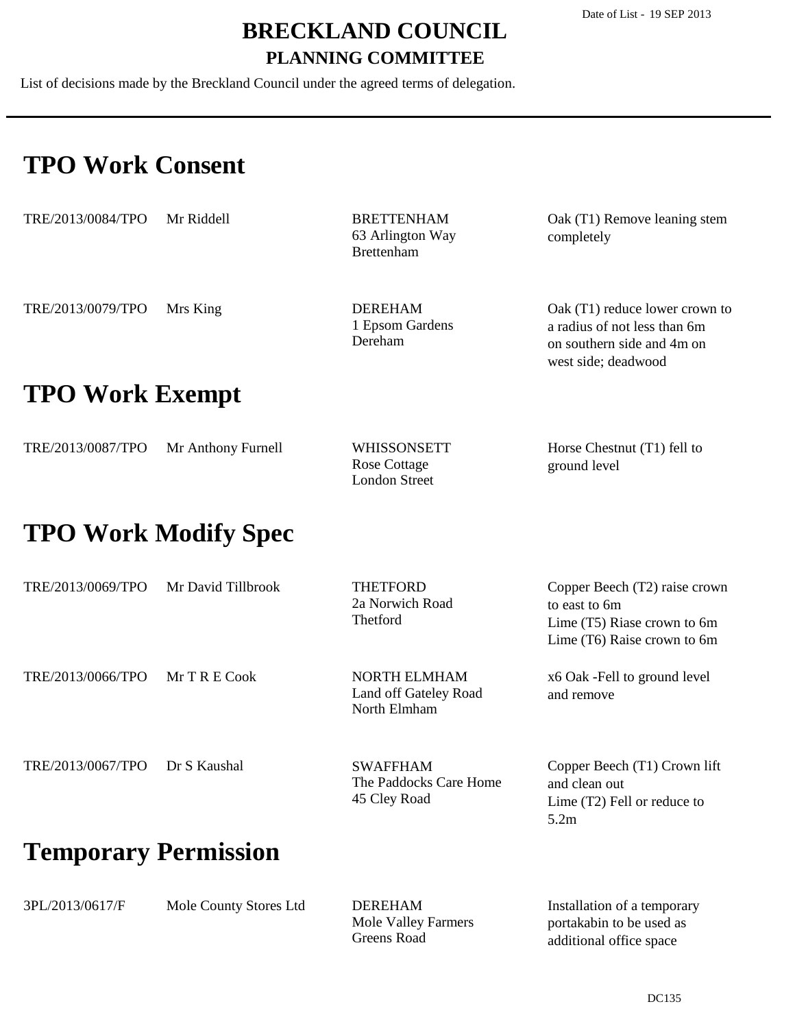Date of List - 19 SEP 2013

# BRECKLAND COUNCIL

## PLANNING COMMITTEE

List of decisions made by the Breckland Council under the agreed terms of delegation.

## TPO Work Consent

| | | | |
|---|---|---|---|
| TRE/2013/0084/TPO | Mr Riddell | BRETTENHAM<br>63 Arlington Way<br>Brettenham | Oak (T1) Remove leaning stem completely |
| TRE/2013/0079/TPO | Mrs King | DEREHAM<br>1 Epsom Gardens<br>Dereham | Oak (T1) reduce lower crown to a radius of not less than 6m on southern side and 4m on west side; deadwood |

## TPO Work Exempt

| | | | |
|---|---|---|---|
| TRE/2013/0087/TPO | Mr Anthony Furnell | WHISSONSETT<br>Rose Cottage<br>London Street | Horse Chestnut (T1) fell to ground level |

## TPO Work Modify Spec

| | | | |
|---|---|---|---|
| TRE/2013/0069/TPO | Mr David Tillbrook | THETFORD<br>2a Norwich Road<br>Thetford | Copper Beech (T2) raise crown to east to 6m<br>Lime (T5) Riase crown to 6m<br>Lime (T6) Raise crown to 6m |
| TRE/2013/0066/TPO | Mr T R E Cook | NORTH ELMHAM<br>Land off Gateley Road<br>North Elmham | x6 Oak -Fell to ground level and remove |
| TRE/2013/0067/TPO | Dr S Kaushal | SWAFFHAM<br>The Paddocks Care Home<br>45 Cley Road | Copper Beech (T1) Crown lift and clean out<br>Lime (T2) Fell or reduce to 5.2m |

## Temporary Permission

| | | | |
|---|---|---|---|
| 3PL/2013/0617/F | Mole County Stores Ltd | DEREHAM<br>Mole Valley Farmers<br>Greens Road | Installation of a temporary portakabin to be used as additional office space |

DC135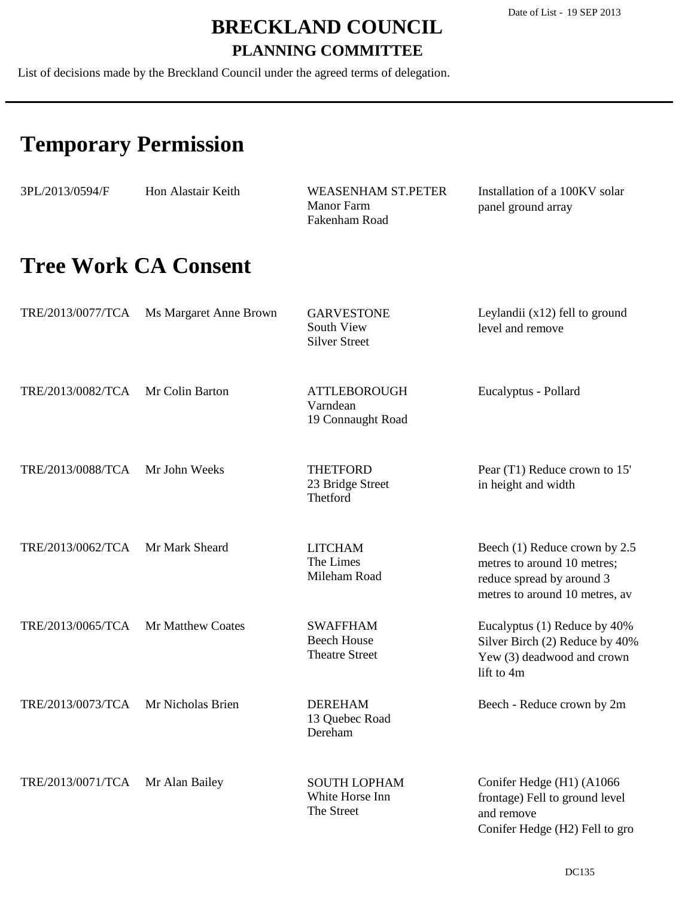# BRECKLAND COUNCIL

## PLANNING COMMITTEE

List of decisions made by the Breckland Council under the agreed terms of delegation.

Date of List - 19 SEP 2013

# Temporary Permission

| | | | |
|---|---|---|---|
| 3PL/2013/0594/F | Hon Alastair Keith | WEASENHAM ST.PETER<br>Manor Farm<br>Fakenham Road | Installation of a 100KV solar panel ground array |

# Tree Work CA Consent

| | | | |
|---|---|---|---|
| TRE/2013/0077/TCA | Ms Margaret Anne Brown | GARVESTONE<br>South View<br>Silver Street | Leylandii (x12) fell to ground level and remove |
| TRE/2013/0082/TCA | Mr Colin Barton | ATTLEBOROUGH<br>Varndean<br>19 Connaught Road | Eucalyptus - Pollard |
| TRE/2013/0088/TCA | Mr John Weeks | THETFORD<br>23 Bridge Street<br>Thetford | Pear (T1) Reduce crown to 15' in height and width |
| TRE/2013/0062/TCA | Mr Mark Sheard | LITCHAM<br>The Limes<br>Mileham Road | Beech (1) Reduce crown by 2.5 metres to around 10 metres; reduce spread by around 3 metres to around 10 metres, av |
| TRE/2013/0065/TCA | Mr Matthew Coates | SWAFFHAM<br>Beech House<br>Theatre Street | Eucalyptus (1) Reduce by 40%<br>Silver Birch (2) Reduce by 40%<br>Yew (3) deadwood and crown lift to 4m |
| TRE/2013/0073/TCA | Mr Nicholas Brien | DEREHAM<br>13 Quebec Road<br>Dereham | Beech - Reduce crown by 2m |
| TRE/2013/0071/TCA | Mr Alan Bailey | SOUTH LOPHAM<br>White Horse Inn<br>The Street | Conifer Hedge (H1) (A1066 frontage) Fell to ground level and remove<br>Conifer Hedge (H2) Fell to gro |

DC135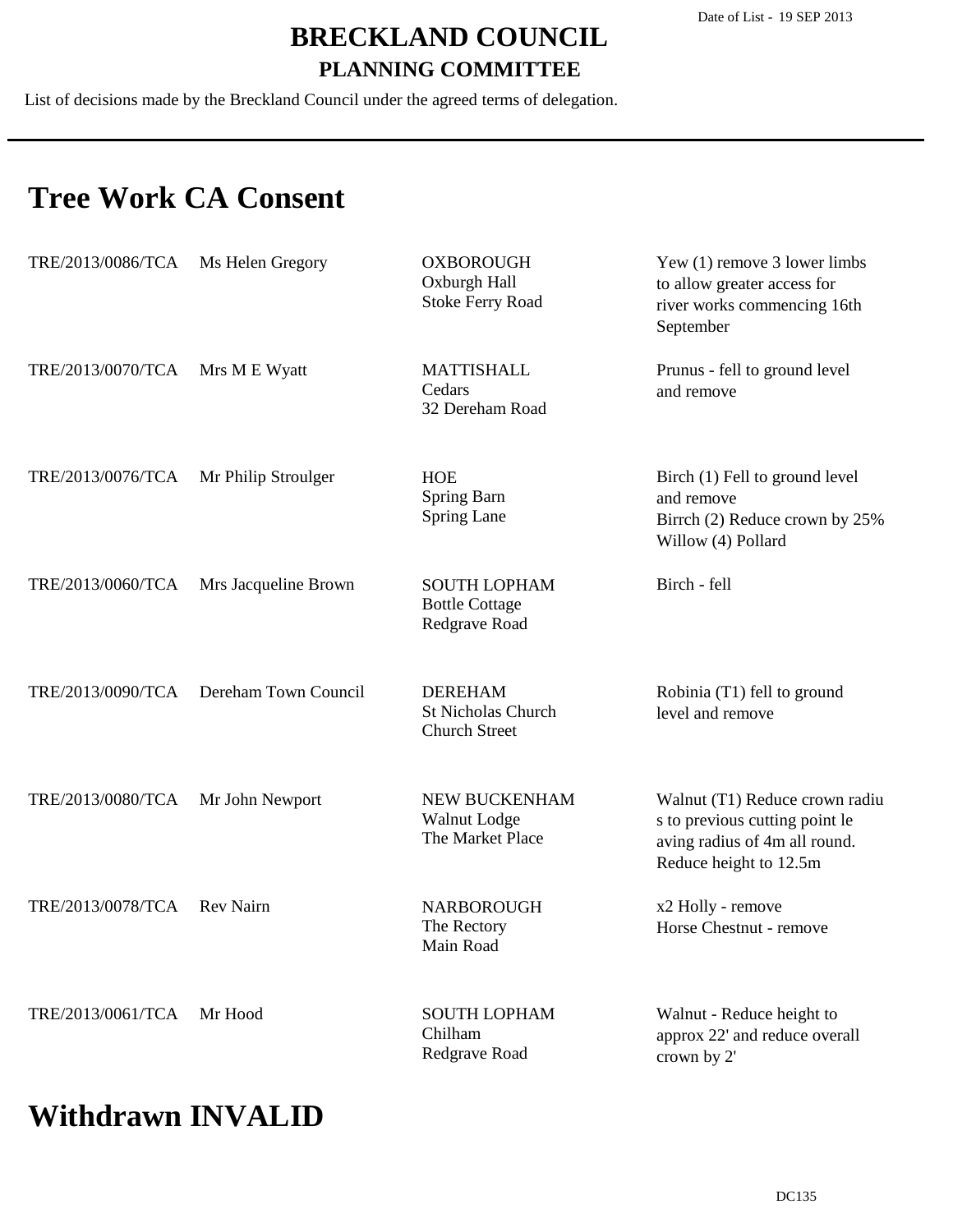# BRECKLAND COUNCIL

## PLANNING COMMITTEE

Date of List - 19 SEP 2013

List of decisions made by the Breckland Council under the agreed terms of delegation.

# Tree Work CA Consent

| | | | |
|---|---|---|---|
| TRE/2013/0086/TCA | Ms Helen Gregory | OXBOROUGH<br>Oxburgh Hall<br>Stoke Ferry Road | Yew (1) remove 3 lower limbs to allow greater access for river works commencing 16th September |
| TRE/2013/0070/TCA | Mrs M E Wyatt | MATTISHALL<br>Cedars<br>32 Dereham Road | Prunus - fell to ground level and remove |
| TRE/2013/0076/TCA | Mr Philip Stroulger | HOE<br>Spring Barn<br>Spring Lane | Birch (1) Fell to ground level and remove<br>Birrch (2) Reduce crown by 25%<br>Willow (4) Pollard |
| TRE/2013/0060/TCA | Mrs Jacqueline Brown | SOUTH LOPHAM<br>Bottle Cottage<br>Redgrave Road | Birch - fell |
| TRE/2013/0090/TCA | Dereham Town Council | DEREHAM<br>St Nicholas Church<br>Church Street | Robinia (T1) fell to ground level and remove |
| TRE/2013/0080/TCA | Mr John Newport | NEW BUCKENHAM<br>Walnut Lodge<br>The Market Place | Walnut (T1) Reduce crown radius to previous cutting point leaving radius of 4m all round. Reduce height to 12.5m |
| TRE/2013/0078/TCA | Rev Nairn | NARBOROUGH<br>The Rectory<br>Main Road | x2 Holly - remove<br>Horse Chestnut - remove |
| TRE/2013/0061/TCA | Mr Hood | SOUTH LOPHAM<br>Chilham<br>Redgrave Road | Walnut - Reduce height to approx 22' and reduce overall crown by 2' |

# Withdrawn INVALID

DC135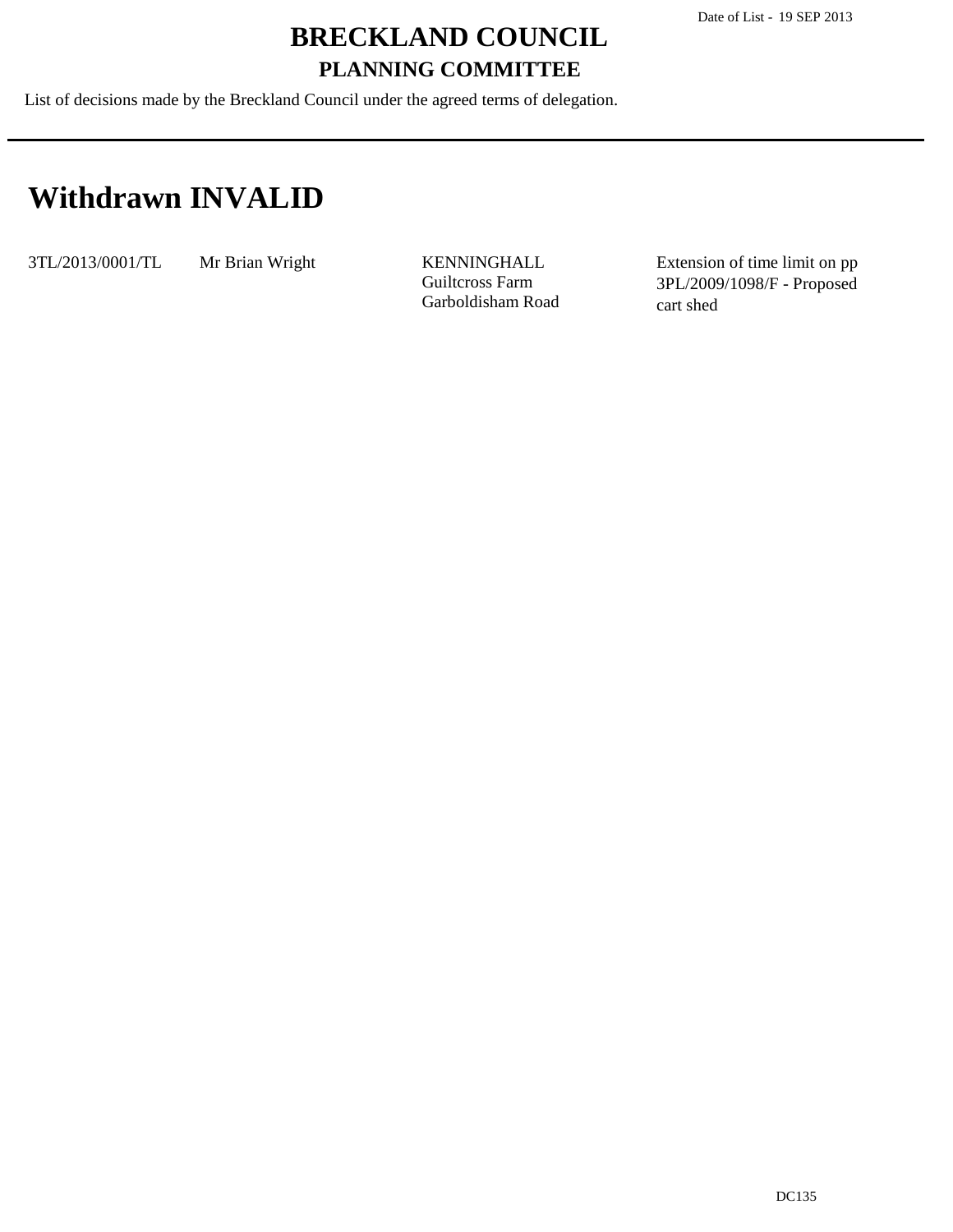Date of List - 19 SEP 2013

# BRECKLAND COUNCIL

## PLANNING COMMITTEE

List of decisions made by the Breckland Council under the agreed terms of delegation.

---

# Withdrawn INVALID

| | | | |
|---|---|---|---|
| 3TL/2013/0001/TL | Mr Brian Wright | KENNINGHALL<br>Guiltcross Farm<br>Garboldisham Road | Extension of time limit on pp 3PL/2009/1098/F - Proposed cart shed |

DC135